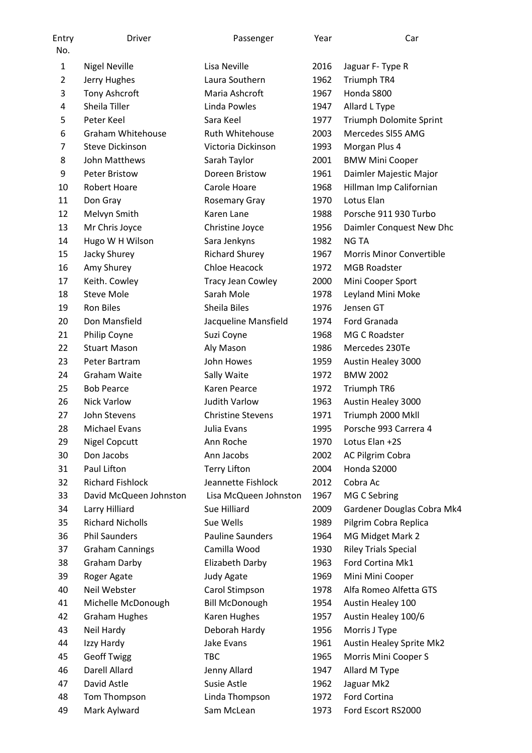| Entry No. | Driver | Passenger | Year | Car |
|---|---|---|---|---|
| 1 | Nigel Neville | Lisa Neville | 2016 | Jaguar F- Type R |
| 2 | Jerry Hughes | Laura Southern | 1962 | Triumph TR4 |
| 3 | Tony Ashcroft | Maria Ashcroft | 1967 | Honda S800 |
| 4 | Sheila Tiller | Linda Powles | 1947 | Allard L Type |
| 5 | Peter Keel | Sara Keel | 1977 | Triumph Dolomite Sprint |
| 6 | Graham Whitehouse | Ruth Whitehouse | 2003 | Mercedes Sl55 AMG |
| 7 | Steve Dickinson | Victoria Dickinson | 1993 | Morgan Plus 4 |
| 8 | John Matthews | Sarah Taylor | 2001 | BMW Mini Cooper |
| 9 | Peter Bristow | Doreen Bristow | 1961 | Daimler Majestic Major |
| 10 | Robert Hoare | Carole Hoare | 1968 | Hillman Imp Californian |
| 11 | Don Gray | Rosemary Gray | 1970 | Lotus Elan |
| 12 | Melvyn Smith | Karen Lane | 1988 | Porsche 911 930 Turbo |
| 13 | Mr Chris Joyce | Christine Joyce | 1956 | Daimler Conquest New Dhc |
| 14 | Hugo W H Wilson | Sara Jenkyns | 1982 | NG TA |
| 15 | Jacky Shurey | Richard Shurey | 1967 | Morris Minor Convertible |
| 16 | Amy Shurey | Chloe Heacock | 1972 | MGB Roadster |
| 17 | Keith. Cowley | Tracy Jean Cowley | 2000 | Mini Cooper Sport |
| 18 | Steve Mole | Sarah Mole | 1978 | Leyland Mini Moke |
| 19 | Ron Biles | Sheila Biles | 1976 | Jensen GT |
| 20 | Don Mansfield | Jacqueline Mansfield | 1974 | Ford Granada |
| 21 | Philip Coyne | Suzi Coyne | 1968 | MG C Roadster |
| 22 | Stuart Mason | Aly Mason | 1986 | Mercedes 230Te |
| 23 | Peter Bartram | John Howes | 1959 | Austin Healey 3000 |
| 24 | Graham Waite | Sally Waite | 1972 | BMW 2002 |
| 25 | Bob Pearce | Karen Pearce | 1972 | Triumph TR6 |
| 26 | Nick Varlow | Judith Varlow | 1963 | Austin Healey 3000 |
| 27 | John Stevens | Christine Stevens | 1971 | Triumph 2000 Mkll |
| 28 | Michael Evans | Julia Evans | 1995 | Porsche 993 Carrera 4 |
| 29 | Nigel Copcutt | Ann Roche | 1970 | Lotus Elan +2S |
| 30 | Don Jacobs | Ann Jacobs | 2002 | AC Pilgrim Cobra |
| 31 | Paul Lifton | Terry Lifton | 2004 | Honda S2000 |
| 32 | Richard Fishlock | Jeannette Fishlock | 2012 | Cobra Ac |
| 33 | David McQueen Johnston | Lisa McQueen Johnston | 1967 | MG C Sebring |
| 34 | Larry Hilliard | Sue Hilliard | 2009 | Gardener Douglas Cobra Mk4 |
| 35 | Richard Nicholls | Sue Wells | 1989 | Pilgrim Cobra Replica |
| 36 | Phil Saunders | Pauline Saunders | 1964 | MG Midget Mark 2 |
| 37 | Graham Cannings | Camilla Wood | 1930 | Riley Trials Special |
| 38 | Graham Darby | Elizabeth Darby | 1963 | Ford Cortina Mk1 |
| 39 | Roger Agate | Judy Agate | 1969 | Mini Mini Cooper |
| 40 | Neil Webster | Carol Stimpson | 1978 | Alfa Romeo Alfetta GTS |
| 41 | Michelle McDonough | Bill McDonough | 1954 | Austin Healey 100 |
| 42 | Graham Hughes | Karen Hughes | 1957 | Austin Healey 100/6 |
| 43 | Neil Hardy | Deborah Hardy | 1956 | Morris J Type |
| 44 | Izzy Hardy | Jake Evans | 1961 | Austin Healey Sprite Mk2 |
| 45 | Geoff Twigg | TBC | 1965 | Morris Mini Cooper S |
| 46 | Darell Allard | Jenny Allard | 1947 | Allard M Type |
| 47 | David Astle | Susie Astle | 1962 | Jaguar Mk2 |
| 48 | Tom Thompson | Linda Thompson | 1972 | Ford Cortina |
| 49 | Mark Aylward | Sam McLean | 1973 | Ford Escort RS2000 |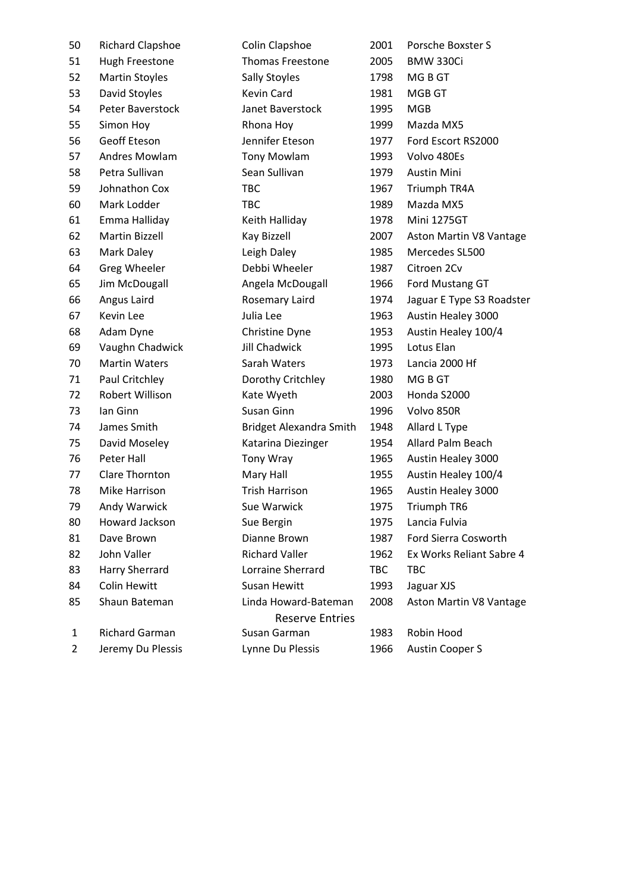| | | | | |
|---|---|---|---|---|
| 50 | Richard Clapshoe | Colin Clapshoe | 2001 | Porsche Boxster S |
| 51 | Hugh Freestone | Thomas Freestone | 2005 | BMW 330Ci |
| 52 | Martin Stoyles | Sally Stoyles | 1798 | MG B GT |
| 53 | David Stoyles | Kevin Card | 1981 | MGB GT |
| 54 | Peter Baverstock | Janet Baverstock | 1995 | MGB |
| 55 | Simon Hoy | Rhona Hoy | 1999 | Mazda MX5 |
| 56 | Geoff Eteson | Jennifer Eteson | 1977 | Ford Escort RS2000 |
| 57 | Andres Mowlam | Tony Mowlam | 1993 | Volvo 480Es |
| 58 | Petra Sullivan | Sean Sullivan | 1979 | Austin Mini |
| 59 | Johnathon Cox | TBC | 1967 | Triumph TR4A |
| 60 | Mark Lodder | TBC | 1989 | Mazda MX5 |
| 61 | Emma Halliday | Keith Halliday | 1978 | Mini 1275GT |
| 62 | Martin Bizzell | Kay Bizzell | 2007 | Aston Martin V8 Vantage |
| 63 | Mark Daley | Leigh Daley | 1985 | Mercedes SL500 |
| 64 | Greg Wheeler | Debbi Wheeler | 1987 | Citroen 2Cv |
| 65 | Jim McDougall | Angela McDougall | 1966 | Ford Mustang GT |
| 66 | Angus Laird | Rosemary Laird | 1974 | Jaguar E Type S3 Roadster |
| 67 | Kevin Lee | Julia Lee | 1963 | Austin Healey 3000 |
| 68 | Adam Dyne | Christine Dyne | 1953 | Austin Healey 100/4 |
| 69 | Vaughn Chadwick | Jill Chadwick | 1995 | Lotus Elan |
| 70 | Martin Waters | Sarah Waters | 1973 | Lancia 2000 Hf |
| 71 | Paul Critchley | Dorothy Critchley | 1980 | MG B GT |
| 72 | Robert Willison | Kate Wyeth | 2003 | Honda S2000 |
| 73 | Ian Ginn | Susan Ginn | 1996 | Volvo 850R |
| 74 | James Smith | Bridget Alexandra Smith | 1948 | Allard L Type |
| 75 | David Moseley | Katarina Diezinger | 1954 | Allard Palm Beach |
| 76 | Peter Hall | Tony Wray | 1965 | Austin Healey 3000 |
| 77 | Clare Thornton | Mary Hall | 1955 | Austin Healey 100/4 |
| 78 | Mike Harrison | Trish Harrison | 1965 | Austin Healey 3000 |
| 79 | Andy Warwick | Sue Warwick | 1975 | Triumph TR6 |
| 80 | Howard Jackson | Sue Bergin | 1975 | Lancia Fulvia |
| 81 | Dave Brown | Dianne Brown | 1987 | Ford Sierra Cosworth |
| 82 | John Valler | Richard Valler | 1962 | Ex Works Reliant Sabre 4 |
| 83 | Harry Sherrard | Lorraine Sherrard | TBC | TBC |
| 84 | Colin Hewitt | Susan Hewitt | 1993 | Jaguar XJS |
| 85 | Shaun Bateman | Linda Howard-Bateman | 2008 | Aston Martin V8 Vantage |
| | | Reserve Entries | | |
| 1 | Richard Garman | Susan Garman | 1983 | Robin Hood |
| 2 | Jeremy Du Plessis | Lynne Du Plessis | 1966 | Austin Cooper S |